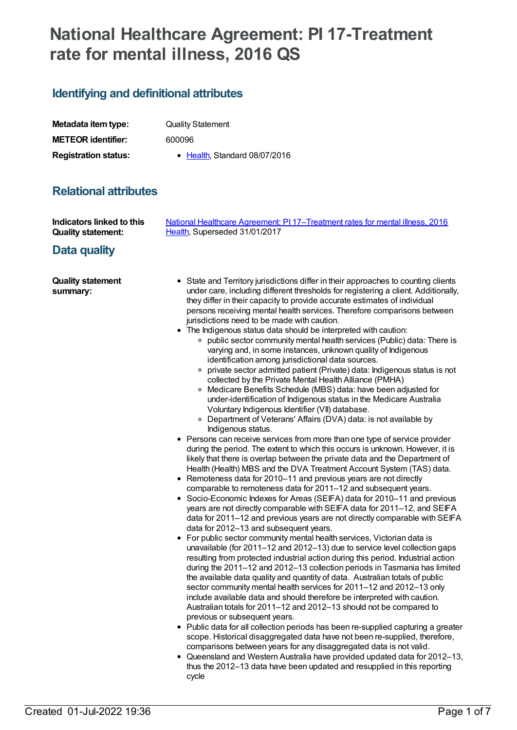# National Healthcare Agreement: PI 17-Treatment rate for mental illness, 2016 QS

## Identifying and definitional attributes

| | |
|---|---|
| **Metadata item type:** | Quality Statement |
| **METEOR identifier:** | 600096 |
| **Registration status:** | • Health, Standard 08/07/2016 |

## Relational attributes

| | |
|---|---|
| **Indicators linked to this Quality statement:** | National Healthcare Agreement: PI 17–Treatment rates for mental illness, 2016<br>Health, Superseded 31/01/2017 |

## Data quality

**Quality statement summary:**

- State and Territory jurisdictions differ in their approaches to counting clients under care, including different thresholds for registering a client. Additionally, they differ in their capacity to provide accurate estimates of individual persons receiving mental health services. Therefore comparisons between jurisdictions need to be made with caution.
- The Indigenous status data should be interpreted with caution:
  - public sector community mental health services (Public) data: There is varying and, in some instances, unknown quality of Indigenous identification among jurisdictional data sources.
  - private sector admitted patient (Private) data: Indigenous status is not collected by the Private Mental Health Alliance (PMHA)
  - Medicare Benefits Schedule (MBS) data: have been adjusted for under-identification of Indigenous status in the Medicare Australia Voluntary Indigenous Identifier (VII) database.
  - Department of Veterans' Affairs (DVA) data: is not available by Indigenous status.
- Persons can receive services from more than one type of service provider during the period. The extent to which this occurs is unknown. However, it is likely that there is overlap between the private data and the Department of Health (Health) MBS and the DVA Treatment Account System (TAS) data.
- Remoteness data for 2010–11 and previous years are not directly comparable to remoteness data for 2011–12 and subsequent years.
- Socio-Economic Indexes for Areas (SEIFA) data for 2010–11 and previous years are not directly comparable with SEIFA data for 2011–12, and SEIFA data for 2011–12 and previous years are not directly comparable with SEIFA data for 2012–13 and subsequent years.
- For public sector community mental health services, Victorian data is unavailable (for 2011–12 and 2012–13) due to service level collection gaps resulting from protected industrial action during this period. Industrial action during the 2011–12 and 2012–13 collection periods in Tasmania has limited the available data quality and quantity of data. Australian totals of public sector community mental health services for 2011–12 and 2012–13 only include available data and should therefore be interpreted with caution. Australian totals for 2011–12 and 2012–13 should not be compared to previous or subsequent years.
- Public data for all collection periods has been re-supplied capturing a greater scope. Historical disaggregated data have not been re-supplied, therefore, comparisons between years for any disaggregated data is not valid.
- Queensland and Western Australia have provided updated data for 2012–13, thus the 2012–13 data have been updated and resupplied in this reporting cycle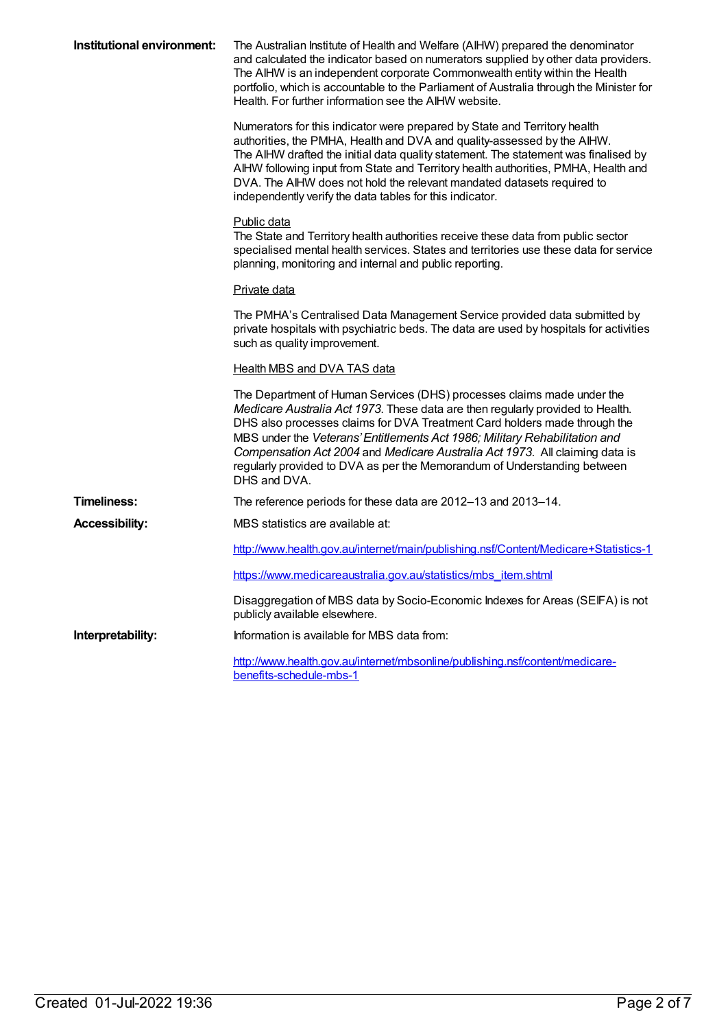**Institutional environment:**

The Australian Institute of Health and Welfare (AIHW) prepared the denominator and calculated the indicator based on numerators supplied by other data providers. The AIHW is an independent corporate Commonwealth entity within the Health portfolio, which is accountable to the Parliament of Australia through the Minister for Health. For further information see the AIHW website.

Numerators for this indicator were prepared by State and Territory health authorities, the PMHA, Health and DVA and quality-assessed by the AIHW. The AIHW drafted the initial data quality statement. The statement was finalised by AIHW following input from State and Territory health authorities, PMHA, Health and DVA. The AIHW does not hold the relevant mandated datasets required to independently verify the data tables for this indicator.

Public data

The State and Territory health authorities receive these data from public sector specialised mental health services. States and territories use these data for service planning, monitoring and internal and public reporting.

Private data

The PMHA's Centralised Data Management Service provided data submitted by private hospitals with psychiatric beds. The data are used by hospitals for activities such as quality improvement.

Health MBS and DVA TAS data

The Department of Human Services (DHS) processes claims made under the *Medicare Australia Act 1973*. These data are then regularly provided to Health. DHS also processes claims for DVA Treatment Card holders made through the MBS under the *Veterans' Entitlements Act 1986; Military Rehabilitation and Compensation Act 2004* and *Medicare Australia Act 1973*. All claiming data is regularly provided to DVA as per the Memorandum of Understanding between DHS and DVA.

**Timeliness:**

The reference periods for these data are 2012–13 and 2013–14.

**Accessibility:**

MBS statistics are available at:

http://www.health.gov.au/internet/main/publishing.nsf/Content/Medicare+Statistics-1

https://www.medicareaustralia.gov.au/statistics/mbs_item.shtml

Disaggregation of MBS data by Socio-Economic Indexes for Areas (SEIFA) is not publicly available elsewhere.

**Interpretability:**

Information is available for MBS data from:

http://www.health.gov.au/internet/mbsonline/publishing.nsf/content/medicare-benefits-schedule-mbs-1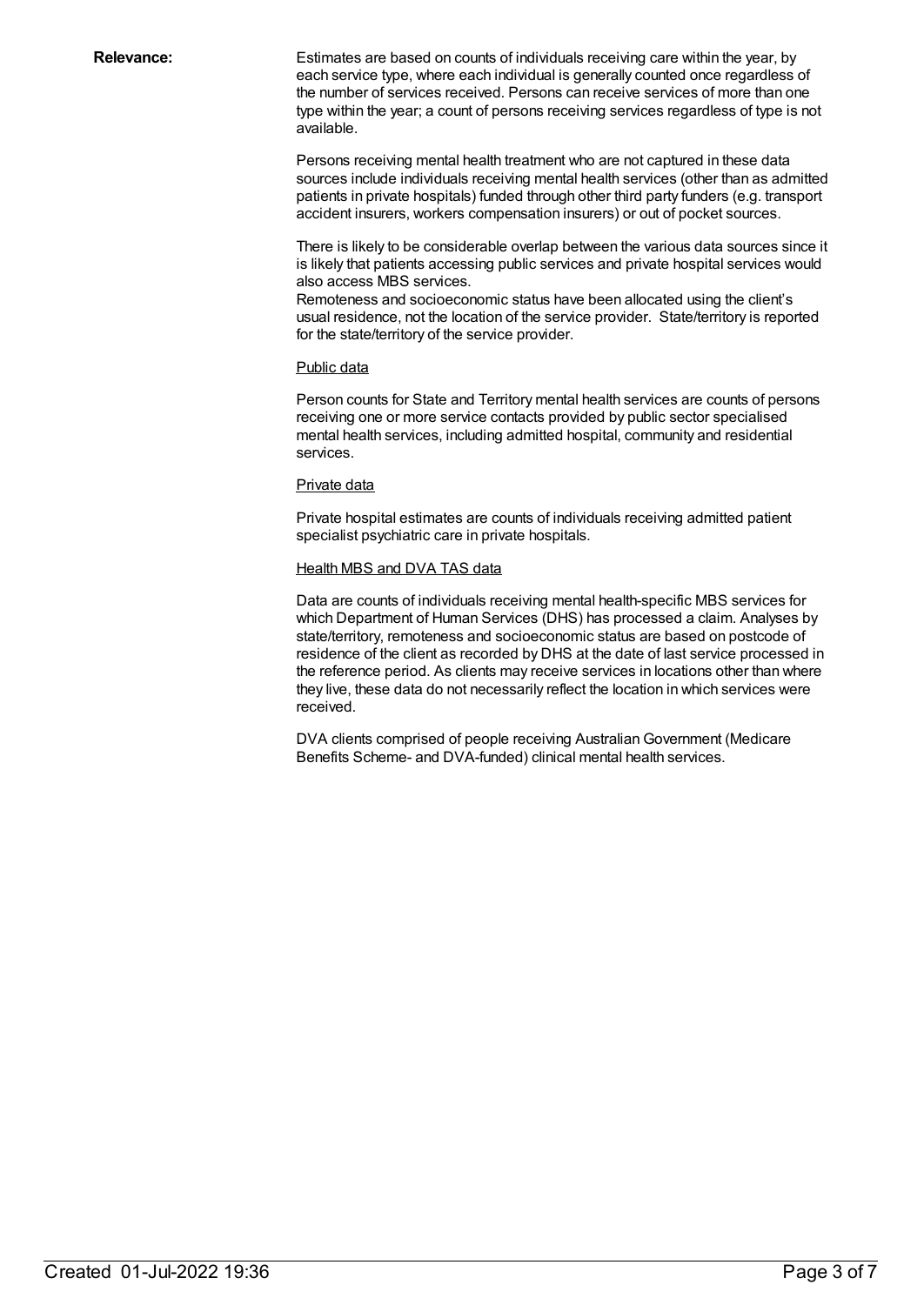**Relevance:**

Estimates are based on counts of individuals receiving care within the year, by each service type, where each individual is generally counted once regardless of the number of services received. Persons can receive services of more than one type within the year; a count of persons receiving services regardless of type is not available.

Persons receiving mental health treatment who are not captured in these data sources include individuals receiving mental health services (other than as admitted patients in private hospitals) funded through other third party funders (e.g. transport accident insurers, workers compensation insurers) or out of pocket sources.

There is likely to be considerable overlap between the various data sources since it is likely that patients accessing public services and private hospital services would also access MBS services.
Remoteness and socioeconomic status have been allocated using the client's usual residence, not the location of the service provider. State/territory is reported for the state/territory of the service provider.

Public data

Person counts for State and Territory mental health services are counts of persons receiving one or more service contacts provided by public sector specialised mental health services, including admitted hospital, community and residential services.

Private data

Private hospital estimates are counts of individuals receiving admitted patient specialist psychiatric care in private hospitals.

Health MBS and DVA TAS data

Data are counts of individuals receiving mental health-specific MBS services for which Department of Human Services (DHS) has processed a claim. Analyses by state/territory, remoteness and socioeconomic status are based on postcode of residence of the client as recorded by DHS at the date of last service processed in the reference period. As clients may receive services in locations other than where they live, these data do not necessarily reflect the location in which services were received.

DVA clients comprised of people receiving Australian Government (Medicare Benefits Scheme- and DVA-funded) clinical mental health services.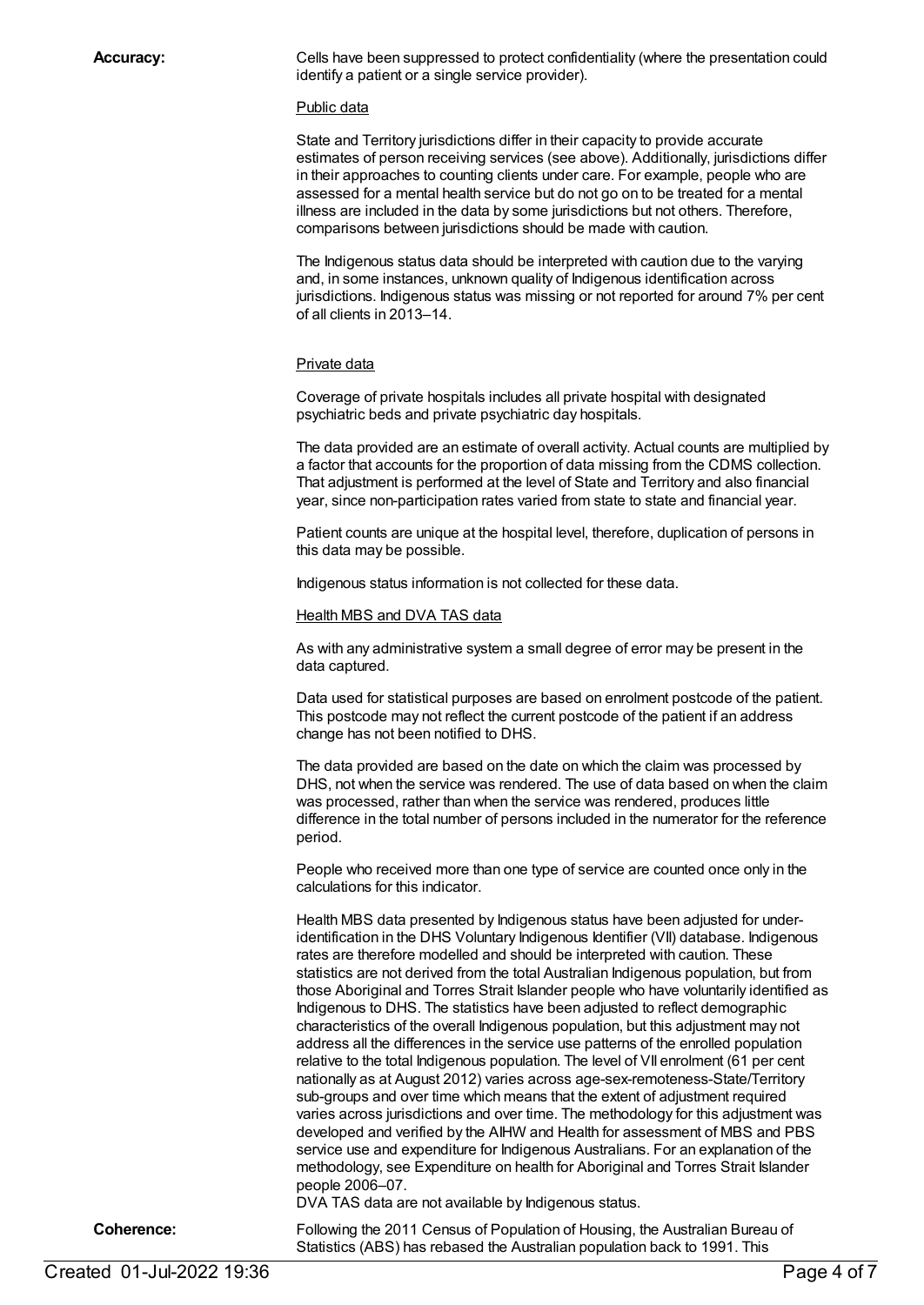**Accuracy:**

Cells have been suppressed to protect confidentiality (where the presentation could identify a patient or a single service provider).

Public data

State and Territory jurisdictions differ in their capacity to provide accurate estimates of person receiving services (see above). Additionally, jurisdictions differ in their approaches to counting clients under care. For example, people who are assessed for a mental health service but do not go on to be treated for a mental illness are included in the data by some jurisdictions but not others. Therefore, comparisons between jurisdictions should be made with caution.

The Indigenous status data should be interpreted with caution due to the varying and, in some instances, unknown quality of Indigenous identification across jurisdictions. Indigenous status was missing or not reported for around 7% per cent of all clients in 2013–14.

Private data

Coverage of private hospitals includes all private hospital with designated psychiatric beds and private psychiatric day hospitals.

The data provided are an estimate of overall activity. Actual counts are multiplied by a factor that accounts for the proportion of data missing from the CDMS collection. That adjustment is performed at the level of State and Territory and also financial year, since non-participation rates varied from state to state and financial year.

Patient counts are unique at the hospital level, therefore, duplication of persons in this data may be possible.

Indigenous status information is not collected for these data.

Health MBS and DVA TAS data

As with any administrative system a small degree of error may be present in the data captured.

Data used for statistical purposes are based on enrolment postcode of the patient. This postcode may not reflect the current postcode of the patient if an address change has not been notified to DHS.

The data provided are based on the date on which the claim was processed by DHS, not when the service was rendered. The use of data based on when the claim was processed, rather than when the service was rendered, produces little difference in the total number of persons included in the numerator for the reference period.

People who received more than one type of service are counted once only in the calculations for this indicator.

Health MBS data presented by Indigenous status have been adjusted for under-identification in the DHS Voluntary Indigenous Identifier (VII) database. Indigenous rates are therefore modelled and should be interpreted with caution. These statistics are not derived from the total Australian Indigenous population, but from those Aboriginal and Torres Strait Islander people who have voluntarily identified as Indigenous to DHS. The statistics have been adjusted to reflect demographic characteristics of the overall Indigenous population, but this adjustment may not address all the differences in the service use patterns of the enrolled population relative to the total Indigenous population. The level of VII enrolment (61 per cent nationally as at August 2012) varies across age-sex-remoteness-State/Territory sub-groups and over time which means that the extent of adjustment required varies across jurisdictions and over time. The methodology for this adjustment was developed and verified by the AIHW and Health for assessment of MBS and PBS service use and expenditure for Indigenous Australians. For an explanation of the methodology, see Expenditure on health for Aboriginal and Torres Strait Islander people 2006–07.

DVA TAS data are not available by Indigenous status.

**Coherence:**

Following the 2011 Census of Population of Housing, the Australian Bureau of Statistics (ABS) has rebased the Australian population back to 1991. This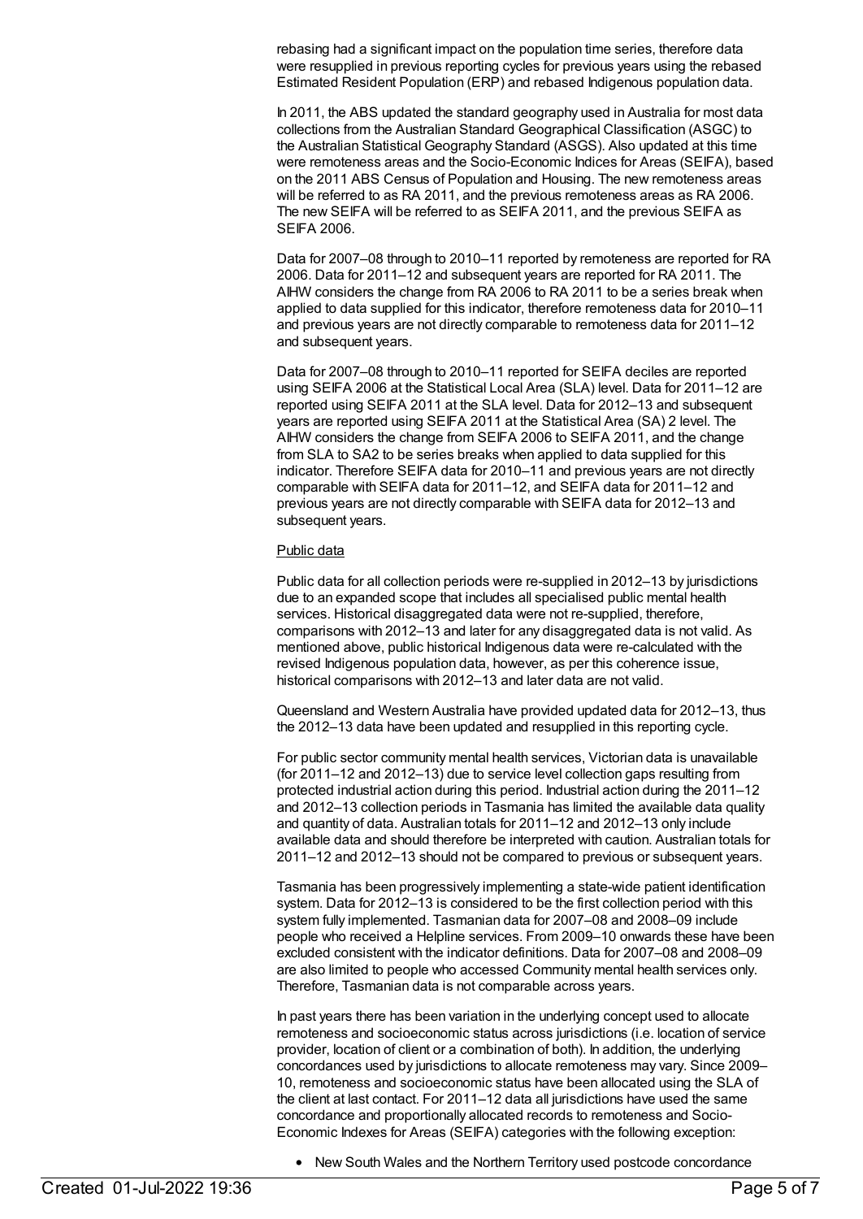rebasing had a significant impact on the population time series, therefore data were resupplied in previous reporting cycles for previous years using the rebased Estimated Resident Population (ERP) and rebased Indigenous population data.

In 2011, the ABS updated the standard geography used in Australia for most data collections from the Australian Standard Geographical Classification (ASGC) to the Australian Statistical Geography Standard (ASGS). Also updated at this time were remoteness areas and the Socio-Economic Indices for Areas (SEIFA), based on the 2011 ABS Census of Population and Housing. The new remoteness areas will be referred to as RA 2011, and the previous remoteness areas as RA 2006. The new SEIFA will be referred to as SEIFA 2011, and the previous SEIFA as SEIFA 2006.

Data for 2007–08 through to 2010–11 reported by remoteness are reported for RA 2006. Data for 2011–12 and subsequent years are reported for RA 2011. The AIHW considers the change from RA 2006 to RA 2011 to be a series break when applied to data supplied for this indicator, therefore remoteness data for 2010–11 and previous years are not directly comparable to remoteness data for 2011–12 and subsequent years.

Data for 2007–08 through to 2010–11 reported for SEIFA deciles are reported using SEIFA 2006 at the Statistical Local Area (SLA) level. Data for 2011–12 are reported using SEIFA 2011 at the SLA level. Data for 2012–13 and subsequent years are reported using SEIFA 2011 at the Statistical Area (SA) 2 level. The AIHW considers the change from SEIFA 2006 to SEIFA 2011, and the change from SLA to SA2 to be series breaks when applied to data supplied for this indicator. Therefore SEIFA data for 2010–11 and previous years are not directly comparable with SEIFA data for 2011–12, and SEIFA data for 2011–12 and previous years are not directly comparable with SEIFA data for 2012–13 and subsequent years.

Public data

Public data for all collection periods were re-supplied in 2012–13 by jurisdictions due to an expanded scope that includes all specialised public mental health services. Historical disaggregated data were not re-supplied, therefore, comparisons with 2012–13 and later for any disaggregated data is not valid. As mentioned above, public historical Indigenous data were re-calculated with the revised Indigenous population data, however, as per this coherence issue, historical comparisons with 2012–13 and later data are not valid.

Queensland and Western Australia have provided updated data for 2012–13, thus the 2012–13 data have been updated and resupplied in this reporting cycle.

For public sector community mental health services, Victorian data is unavailable (for 2011–12 and 2012–13) due to service level collection gaps resulting from protected industrial action during this period. Industrial action during the 2011–12 and 2012–13 collection periods in Tasmania has limited the available data quality and quantity of data. Australian totals for 2011–12 and 2012–13 only include available data and should therefore be interpreted with caution. Australian totals for 2011–12 and 2012–13 should not be compared to previous or subsequent years.

Tasmania has been progressively implementing a state-wide patient identification system. Data for 2012–13 is considered to be the first collection period with this system fully implemented. Tasmanian data for 2007–08 and 2008–09 include people who received a Helpline services. From 2009–10 onwards these have been excluded consistent with the indicator definitions. Data for 2007–08 and 2008–09 are also limited to people who accessed Community mental health services only. Therefore, Tasmanian data is not comparable across years.

In past years there has been variation in the underlying concept used to allocate remoteness and socioeconomic status across jurisdictions (i.e. location of service provider, location of client or a combination of both). In addition, the underlying concordances used by jurisdictions to allocate remoteness may vary. Since 2009–10, remoteness and socioeconomic status have been allocated using the SLA of the client at last contact. For 2011–12 data all jurisdictions have used the same concordance and proportionally allocated records to remoteness and Socio-Economic Indexes for Areas (SEIFA) categories with the following exception:

- New South Wales and the Northern Territory used postcode concordance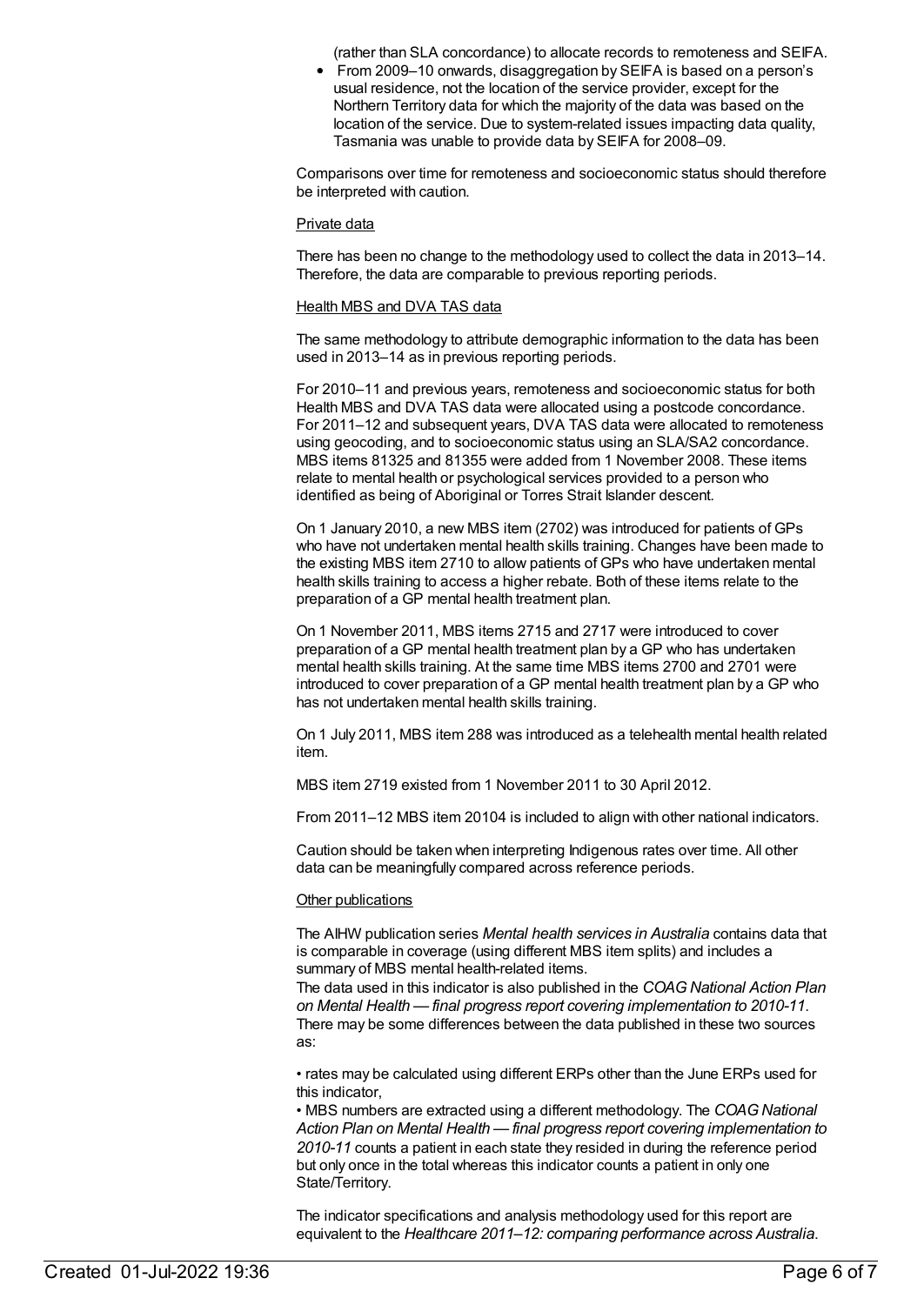(rather than SLA concordance) to allocate records to remoteness and SEIFA.

- From 2009–10 onwards, disaggregation by SEIFA is based on a person's usual residence, not the location of the service provider, except for the Northern Territory data for which the majority of the data was based on the location of the service. Due to system-related issues impacting data quality, Tasmania was unable to provide data by SEIFA for 2008–09.

Comparisons over time for remoteness and socioeconomic status should therefore be interpreted with caution.

Private data

There has been no change to the methodology used to collect the data in 2013–14. Therefore, the data are comparable to previous reporting periods.

Health MBS and DVA TAS data

The same methodology to attribute demographic information to the data has been used in 2013–14 as in previous reporting periods.

For 2010–11 and previous years, remoteness and socioeconomic status for both Health MBS and DVA TAS data were allocated using a postcode concordance. For 2011–12 and subsequent years, DVA TAS data were allocated to remoteness using geocoding, and to socioeconomic status using an SLA/SA2 concordance. MBS items 81325 and 81355 were added from 1 November 2008. These items relate to mental health or psychological services provided to a person who identified as being of Aboriginal or Torres Strait Islander descent.

On 1 January 2010, a new MBS item (2702) was introduced for patients of GPs who have not undertaken mental health skills training. Changes have been made to the existing MBS item 2710 to allow patients of GPs who have undertaken mental health skills training to access a higher rebate. Both of these items relate to the preparation of a GP mental health treatment plan.

On 1 November 2011, MBS items 2715 and 2717 were introduced to cover preparation of a GP mental health treatment plan by a GP who has undertaken mental health skills training. At the same time MBS items 2700 and 2701 were introduced to cover preparation of a GP mental health treatment plan by a GP who has not undertaken mental health skills training.

On 1 July 2011, MBS item 288 was introduced as a telehealth mental health related item.

MBS item 2719 existed from 1 November 2011 to 30 April 2012.

From 2011–12 MBS item 20104 is included to align with other national indicators.

Caution should be taken when interpreting Indigenous rates over time. All other data can be meaningfully compared across reference periods.

Other publications

The AIHW publication series *Mental health services in Australia* contains data that is comparable in coverage (using different MBS item splits) and includes a summary of MBS mental health-related items.
The data used in this indicator is also published in the *COAG National Action Plan on Mental Health — final progress report covering implementation to 2010-11*. There may be some differences between the data published in these two sources as:

• rates may be calculated using different ERPs other than the June ERPs used for this indicator,
• MBS numbers are extracted using a different methodology. The *COAG National Action Plan on Mental Health — final progress report covering implementation to 2010-11* counts a patient in each state they resided in during the reference period but only once in the total whereas this indicator counts a patient in only one State/Territory.

The indicator specifications and analysis methodology used for this report are equivalent to the *Healthcare 2011–12: comparing performance across Australia*.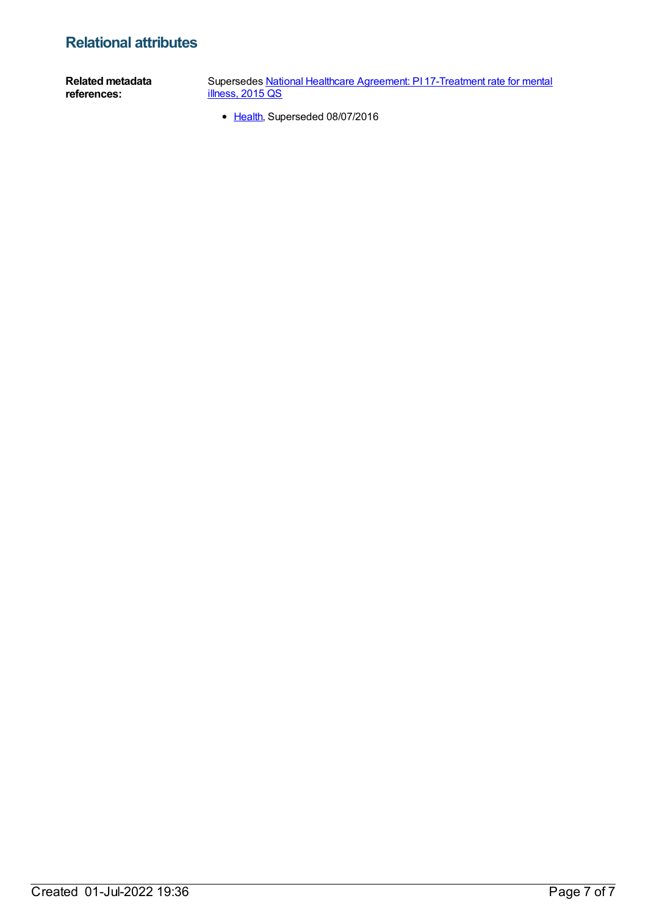## Relational attributes

**Related metadata references:**

Supersedes National Healthcare Agreement: PI 17-Treatment rate for mental illness, 2015 QS

- Health, Superseded 08/07/2016